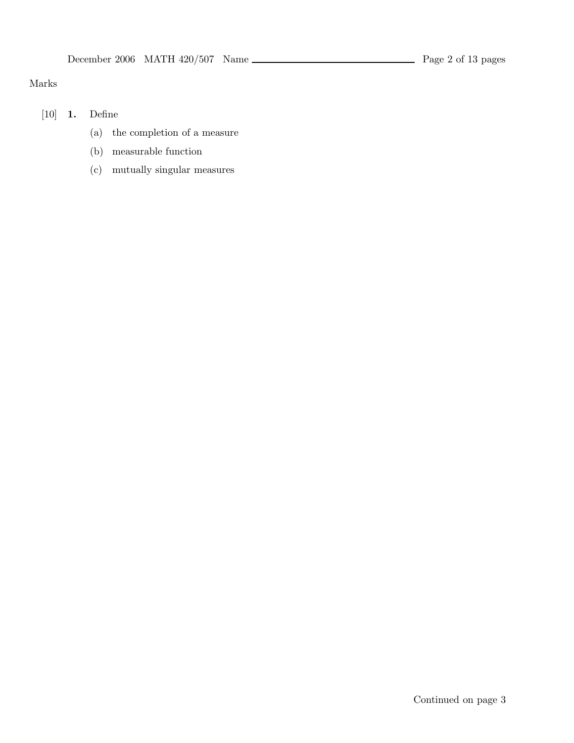Marks

[10] **1.** Define

(a) the completion of a measure

(b) measurable function

(c) mutually singular measures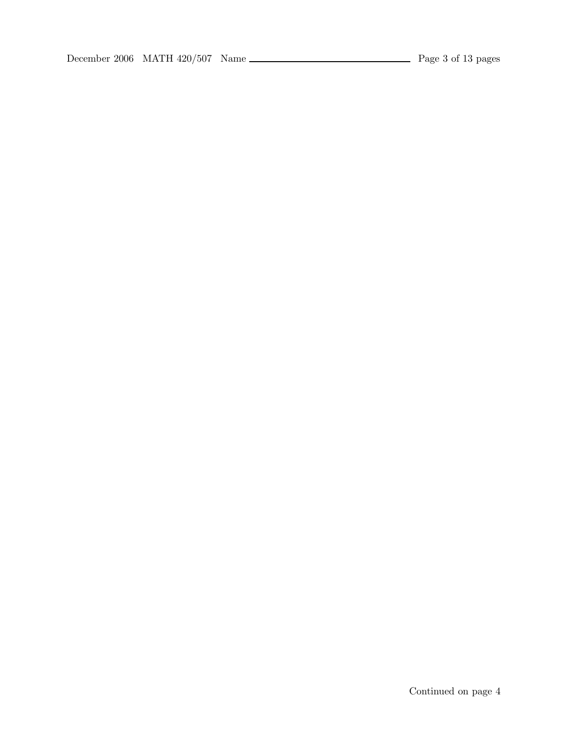Continued on page 4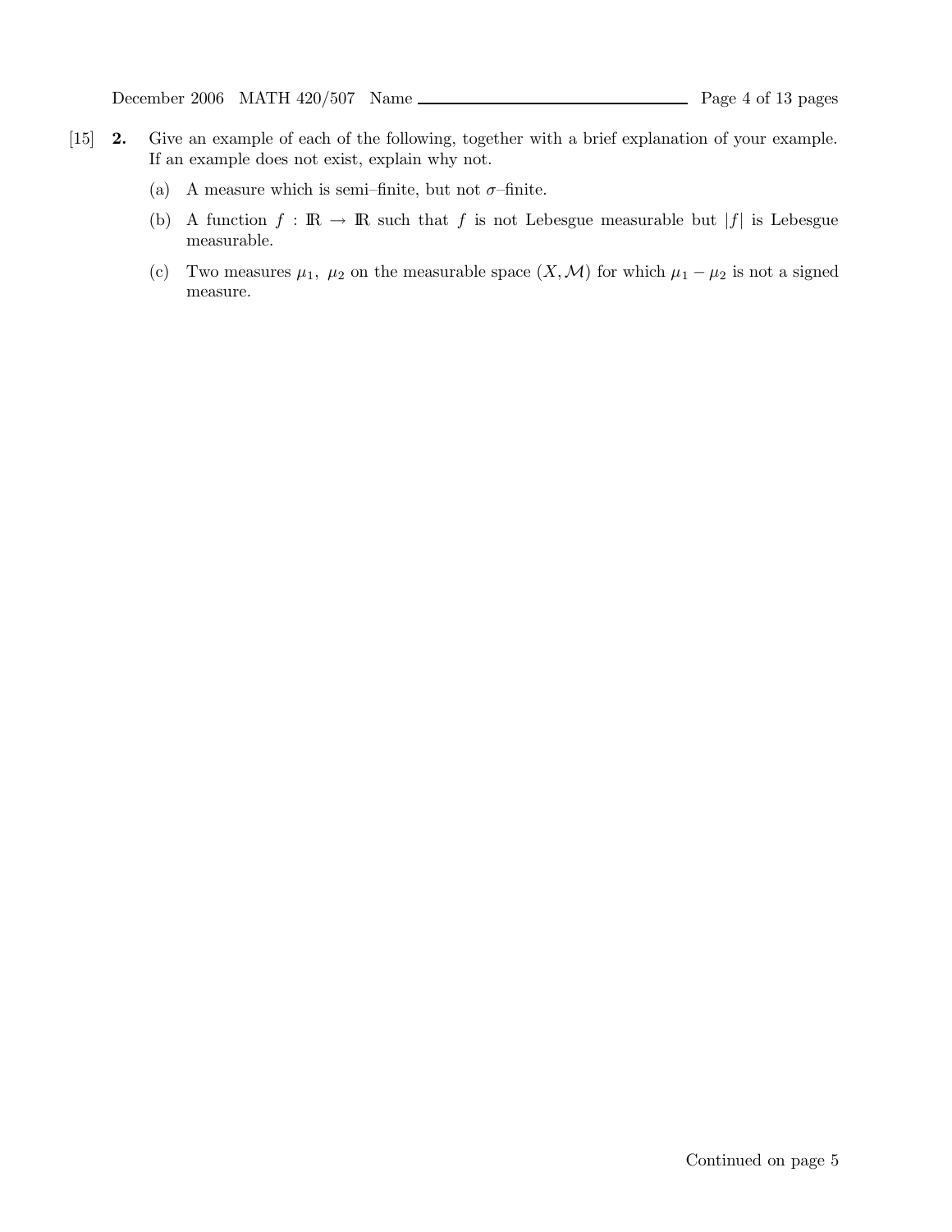[15] **2.** Give an example of each of the following, together with a brief explanation of your example. If an example does not exist, explain why not.

(a) A measure which is semi–finite, but not $\sigma$–finite.

(b) A function $f : \mathbb{R} \to \mathbb{R}$ such that $f$ is not Lebesgue measurable but $|f|$ is Lebesgue measurable.

(c) Two measures $\mu_1,\ \mu_2$ on the measurable space $(X, \mathcal{M})$ for which $\mu_1 - \mu_2$ is not a signed measure.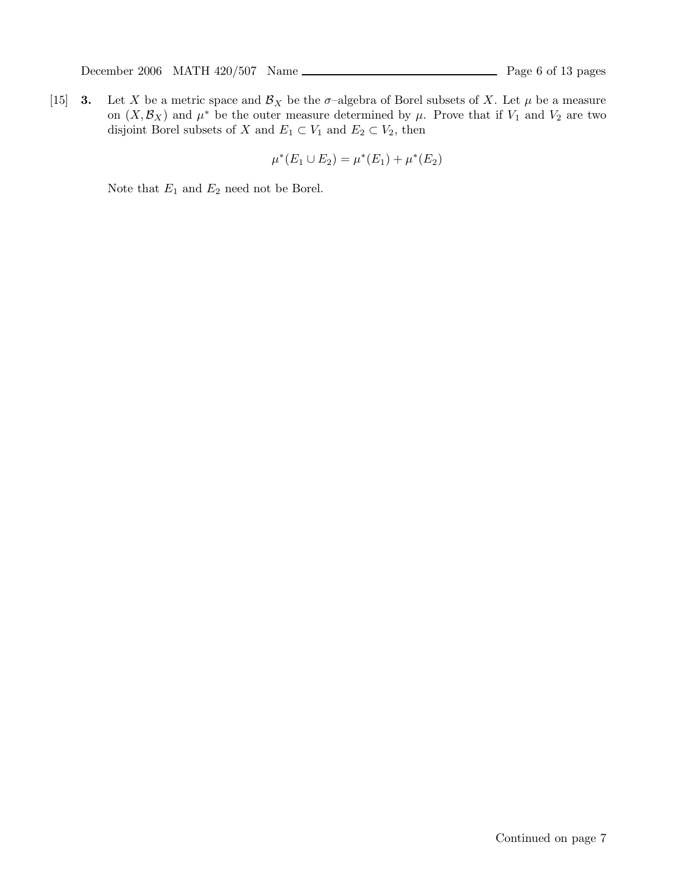[15] **3.** Let $X$ be a metric space and $\mathcal{B}_X$ be the $\sigma$–algebra of Borel subsets of $X$. Let $\mu$ be a measure on $(X, \mathcal{B}_X)$ and $\mu^*$ be the outer measure determined by $\mu$. Prove that if $V_1$ and $V_2$ are two disjoint Borel subsets of $X$ and $E_1 \subset V_1$ and $E_2 \subset V_2$, then

$$\mu^*(E_1 \cup E_2) = \mu^*(E_1) + \mu^*(E_2)$$

Note that $E_1$ and $E_2$ need not be Borel.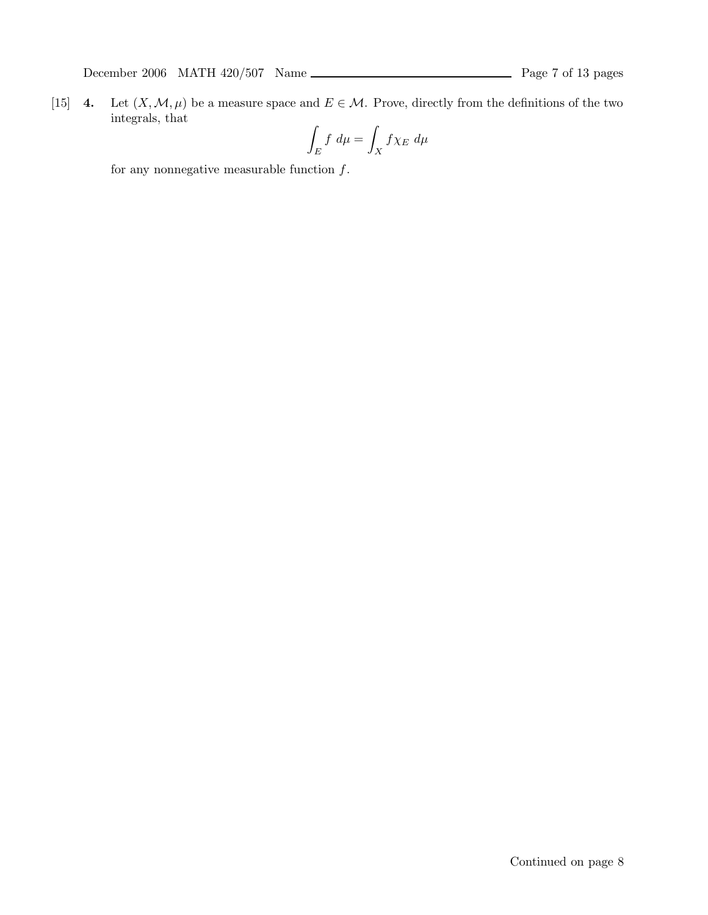[15] **4.** Let $(X, \mathcal{M}, \mu)$ be a measure space and $E \in \mathcal{M}$. Prove, directly from the definitions of the two integrals, that

$$\int_E f \, d\mu = \int_X f\chi_E \, d\mu$$

for any nonnegative measurable function $f$.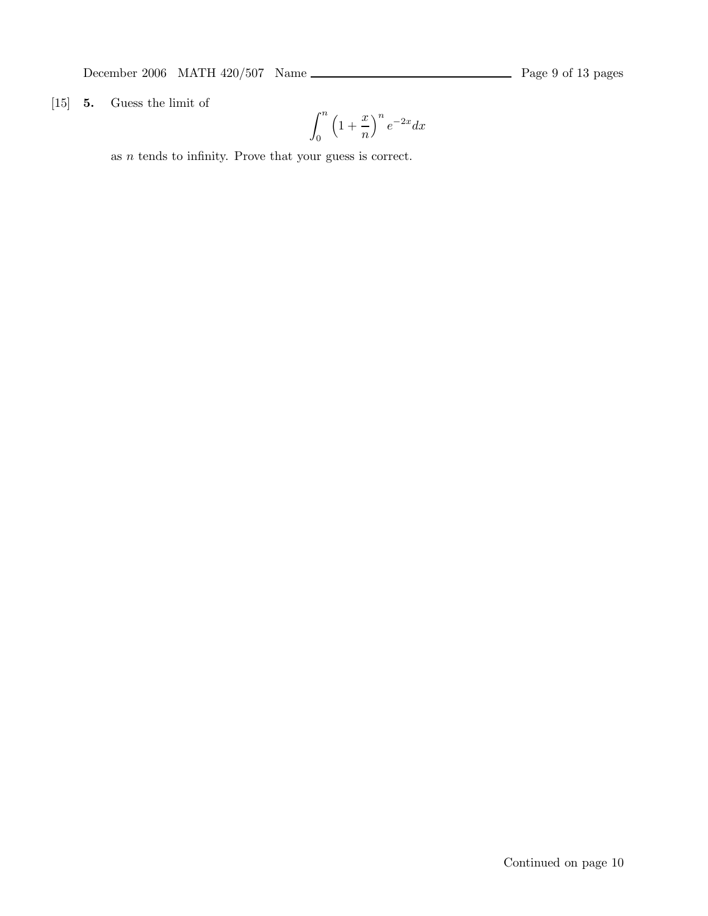[15] **5.** Guess the limit of

$$\int_0^n \left(1 + \frac{x}{n}\right)^n e^{-2x} dx$$

as $n$ tends to infinity. Prove that your guess is correct.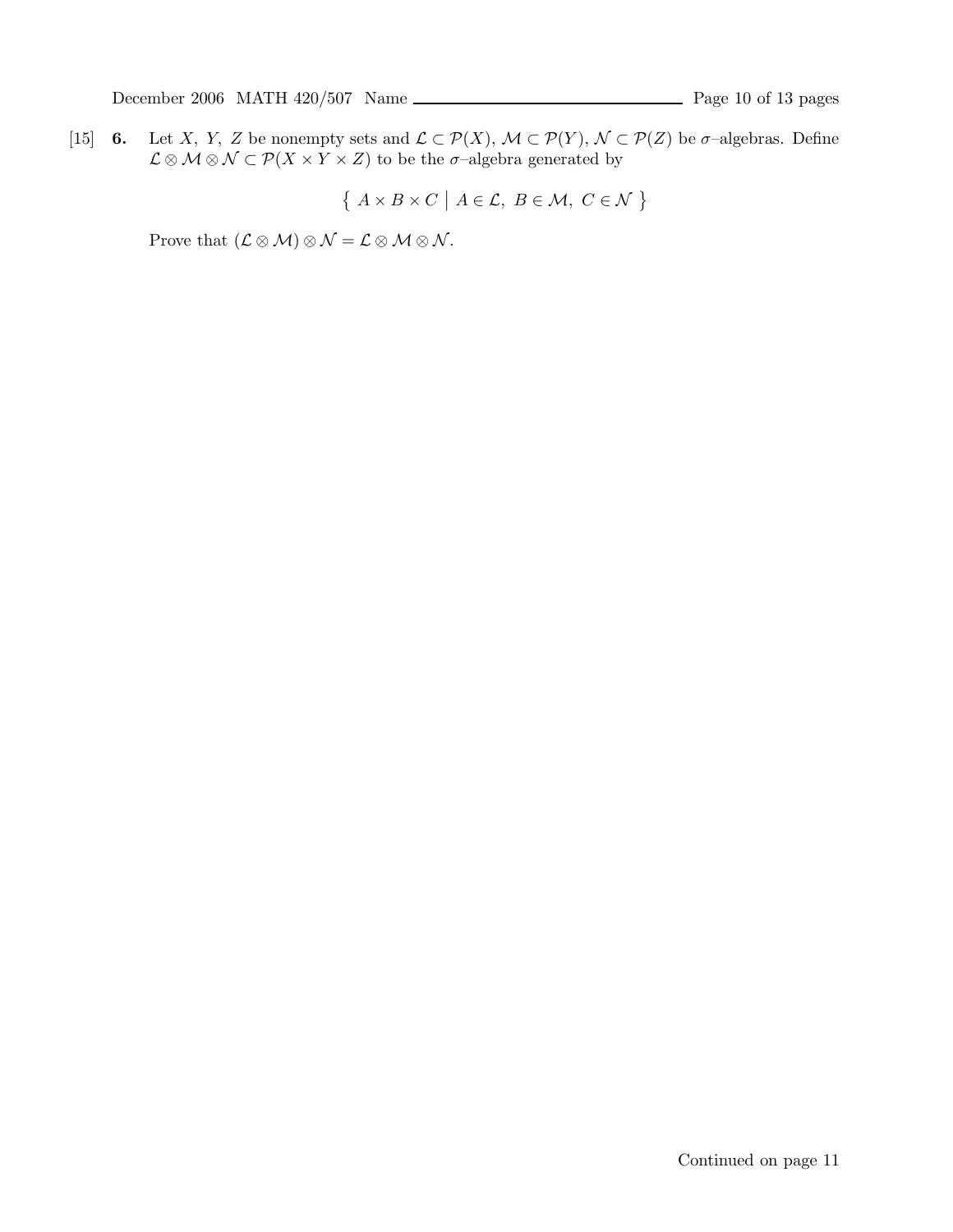[15] **6.** Let $X,\ Y,\ Z$ be nonempty sets and $\mathcal{L} \subset \mathcal{P}(X)$, $\mathcal{M} \subset \mathcal{P}(Y)$, $\mathcal{N} \subset \mathcal{P}(Z)$ be $\sigma$–algebras. Define $\mathcal{L} \otimes \mathcal{M} \otimes \mathcal{N} \subset \mathcal{P}(X \times Y \times Z)$ to be the $\sigma$–algebra generated by

$$\left\{ \ A \times B \times C \ \middle| \ A \in \mathcal{L},\ B \in \mathcal{M},\ C \in \mathcal{N} \ \right\}$$

Prove that $(\mathcal{L} \otimes \mathcal{M}) \otimes \mathcal{N} = \mathcal{L} \otimes \mathcal{M} \otimes \mathcal{N}$.

Continued on page 11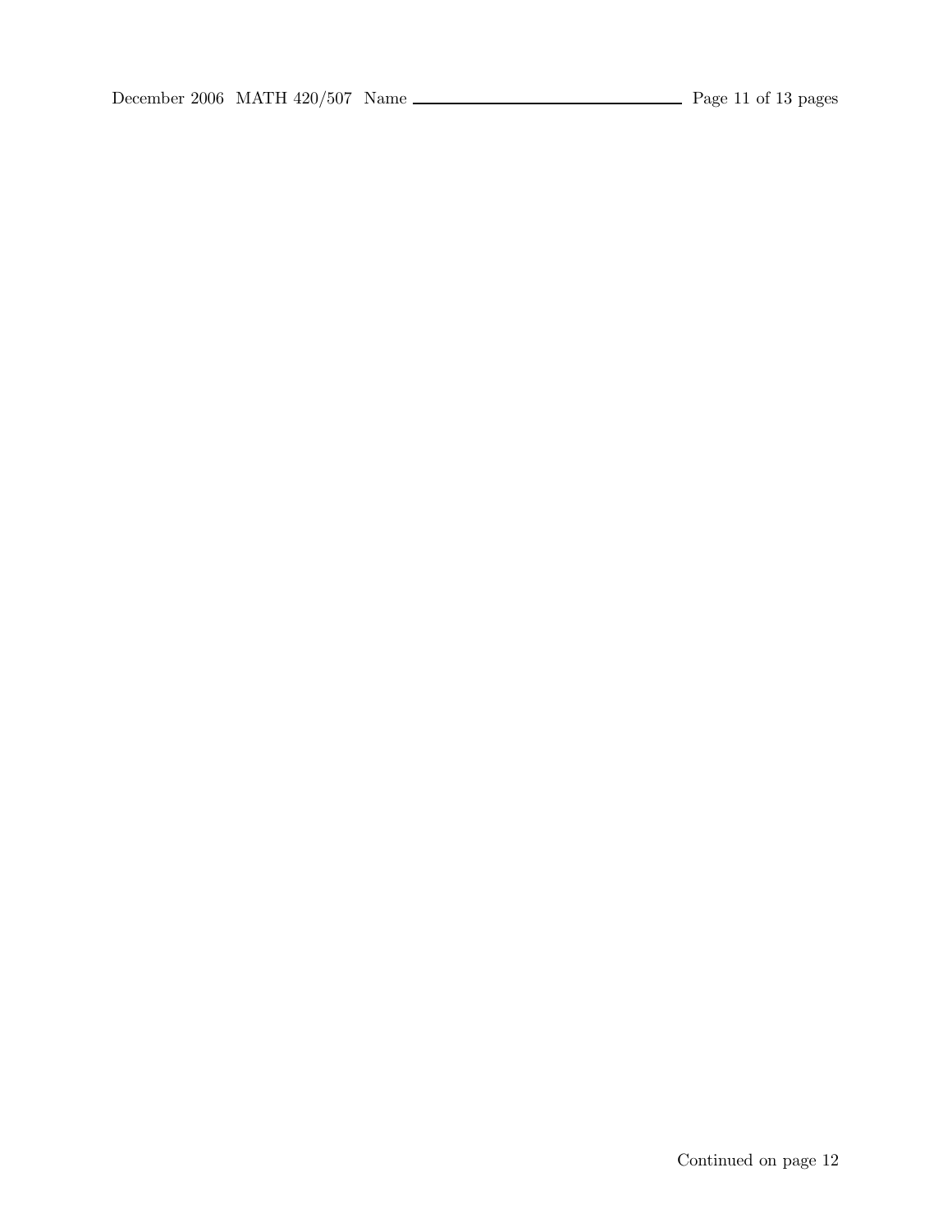Continued on page 12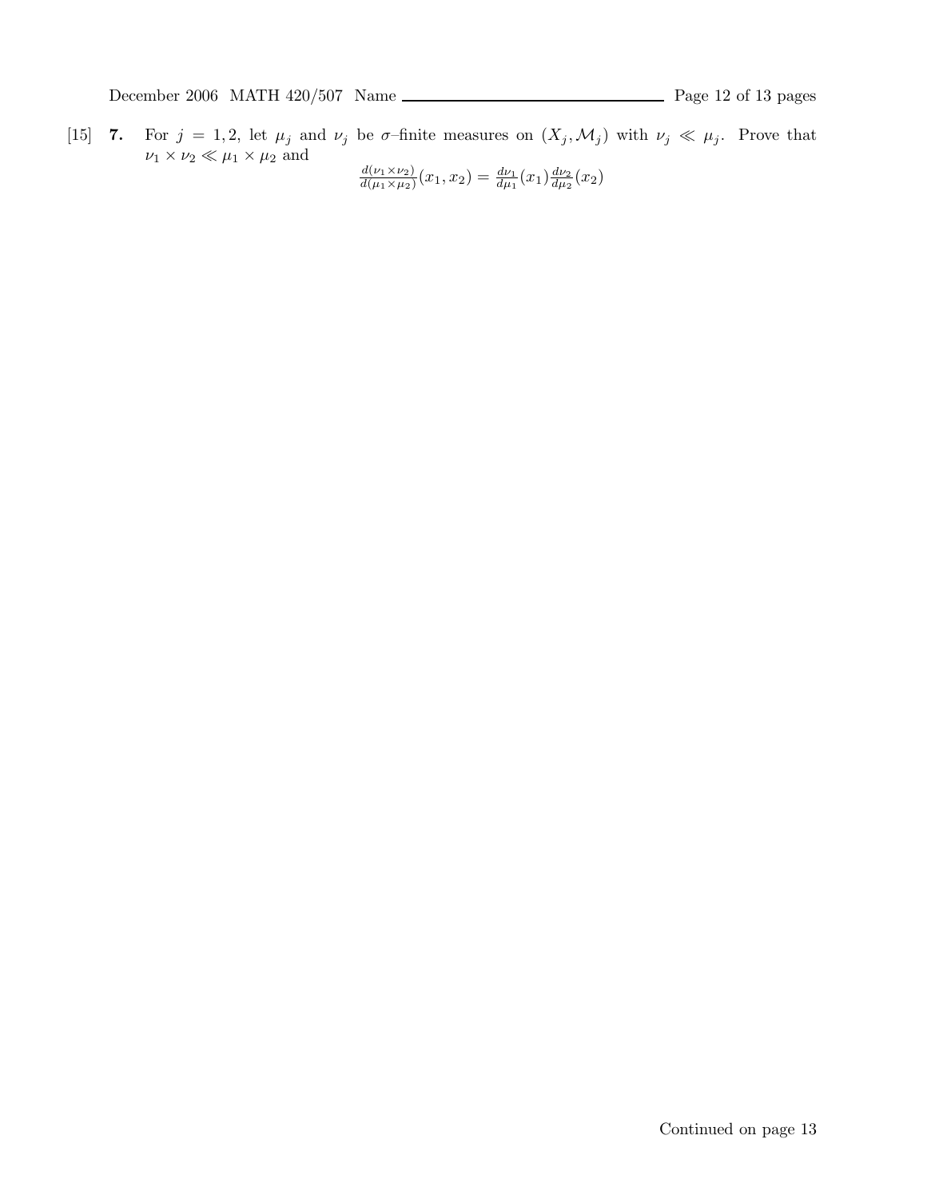[15] **7.** For $j = 1, 2$, let $\mu_j$ and $\nu_j$ be $\sigma$–finite measures on $(X_j, \mathcal{M}_j)$ with $\nu_j \ll \mu_j$. Prove that $\nu_1 \times \nu_2 \ll \mu_1 \times \mu_2$ and

$$\frac{d(\nu_1 \times \nu_2)}{d(\mu_1 \times \mu_2)}(x_1, x_2) = \frac{d\nu_1}{d\mu_1}(x_1)\frac{d\nu_2}{d\mu_2}(x_2)$$

Continued on page 13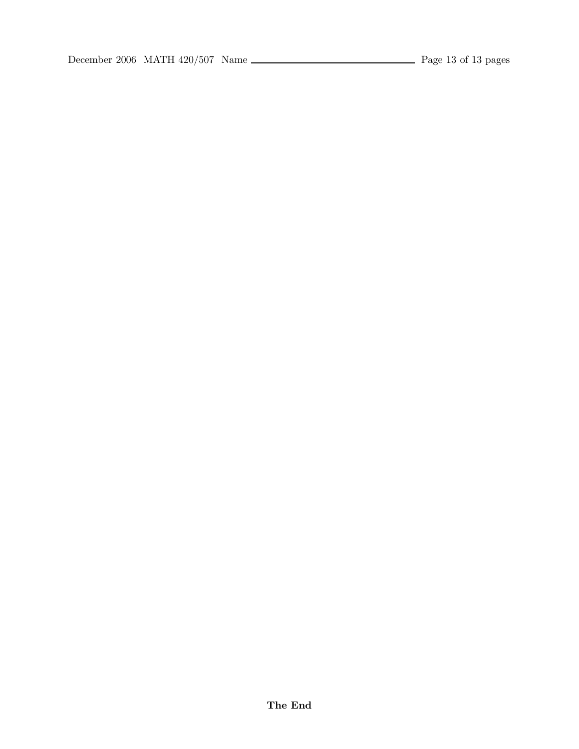**The End**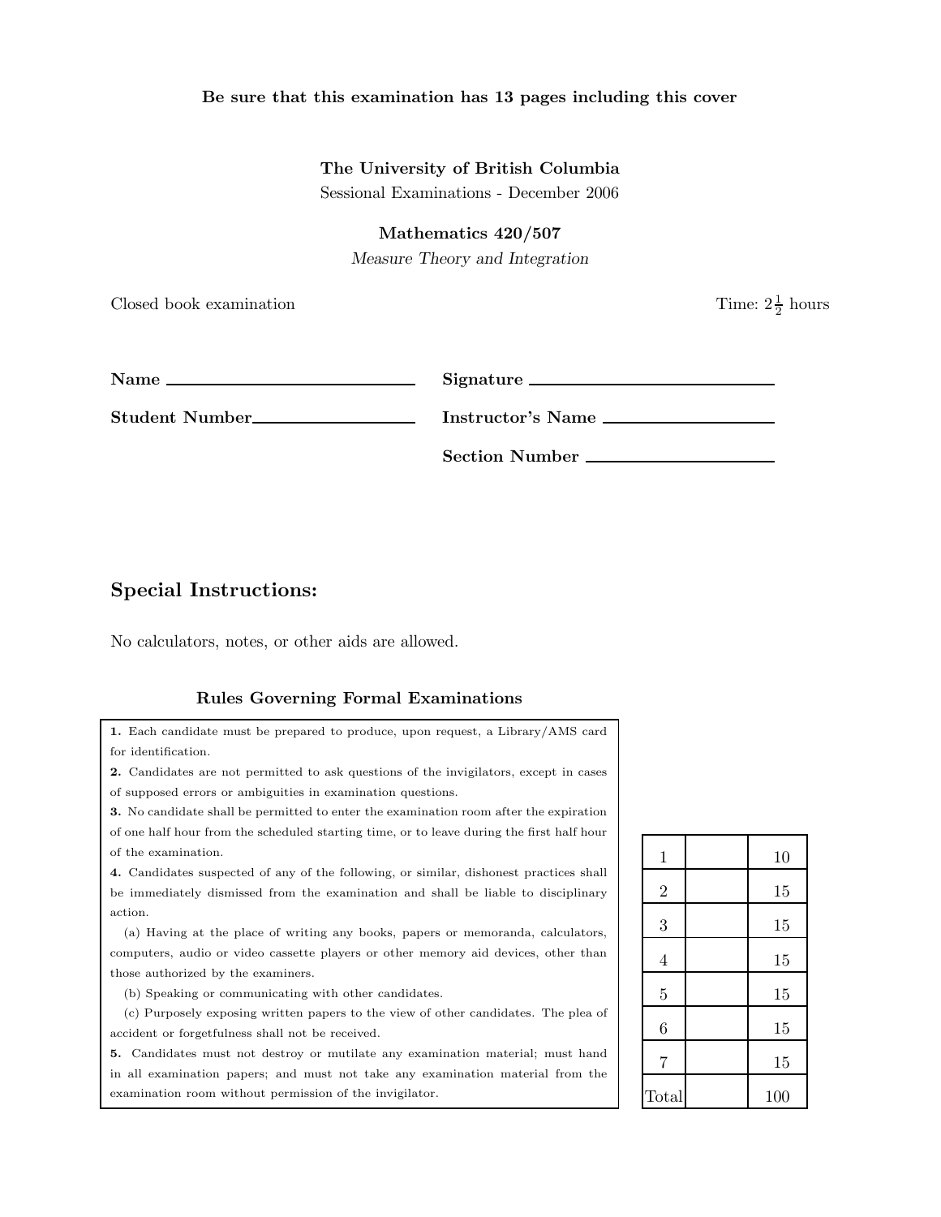**Be sure that this examination has 13 pages including this cover**

**The University of British Columbia**

Sessional Examinations - December 2006

**Mathematics 420/507**

*Measure Theory and Integration*

Closed book examination

Time: $2\frac{1}{2}$ hours

**Name** ______________________

**Signature** ______________________

**Student Number** ______________________

**Instructor's Name** ______________________

**Section Number** ______________________

## Special Instructions:

No calculators, notes, or other aids are allowed.

### Rules Governing Formal Examinations

**1.** Each candidate must be prepared to produce, upon request, a Library/AMS card for identification.

**2.** Candidates are not permitted to ask questions of the invigilators, except in cases of supposed errors or ambiguities in examination questions.

**3.** No candidate shall be permitted to enter the examination room after the expiration of one half hour from the scheduled starting time, or to leave during the first half hour of the examination.

**4.** Candidates suspected of any of the following, or similar, dishonest practices shall be immediately dismissed from the examination and shall be liable to disciplinary action.

(a) Having at the place of writing any books, papers or memoranda, calculators, computers, audio or video cassette players or other memory aid devices, other than those authorized by the examiners.

(b) Speaking or communicating with other candidates.

(c) Purposely exposing written papers to the view of other candidates. The plea of accident or forgetfulness shall not be received.

**5.** Candidates must not destroy or mutilate any examination material; must hand in all examination papers; and must not take any examination material from the examination room without permission of the invigilator.

| | | |
|---|---|---|
| 1 | | 10 |
| 2 | | 15 |
| 3 | | 15 |
| 4 | | 15 |
| 5 | | 15 |
| 6 | | 15 |
| 7 | | 15 |
| Total | | 100 |